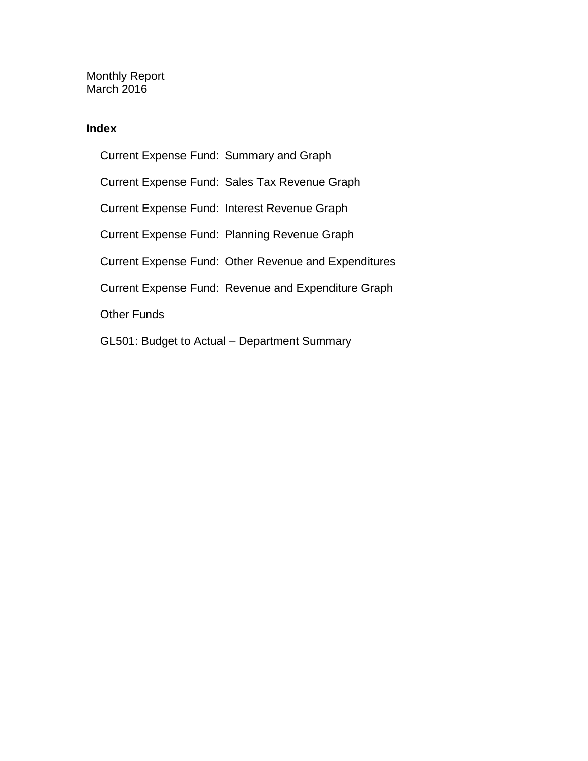Monthly Report
March 2016

**Index**

- Current Expense Fund: Summary and Graph
- Current Expense Fund: Sales Tax Revenue Graph
- Current Expense Fund: Interest Revenue Graph
- Current Expense Fund: Planning Revenue Graph
- Current Expense Fund: Other Revenue and Expenditures
- Current Expense Fund: Revenue and Expenditure Graph
- Other Funds
- GL501: Budget to Actual – Department Summary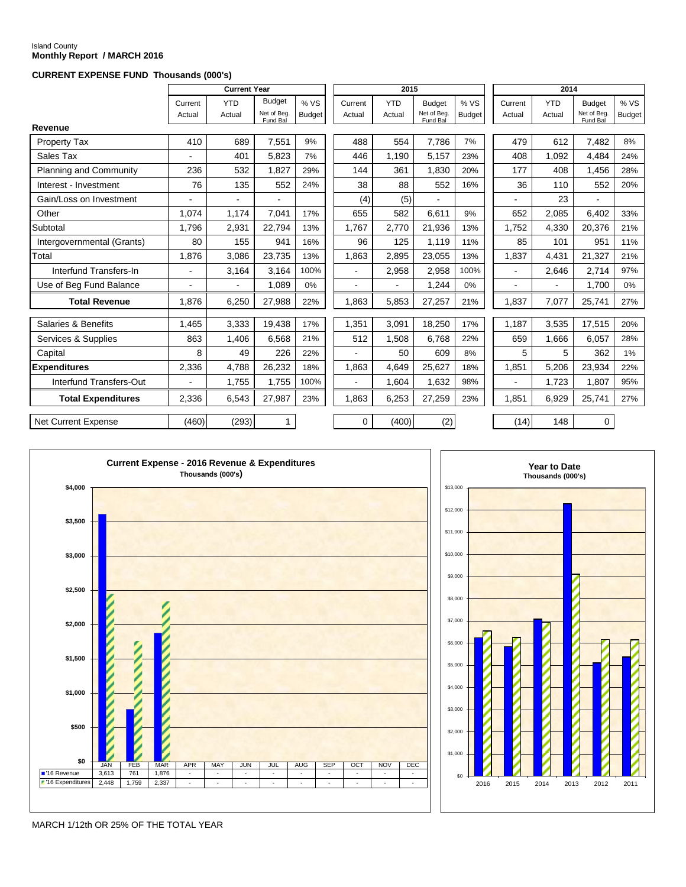Island County
**Monthly Report / MARCH 2016**

**CURRENT EXPENSE FUND Thousands (000's)**

| | Current Year | | | | 2015 | | | | 2014 | | | |
|---|---|---|---|---|---|---|---|---|---|---|---|---|
| | Current Actual | YTD Actual | Budget Net of Beg. Fund Bal | % VS Budget | Current Actual | YTD Actual | Budget Net of Beg. Fund Bal | % VS Budget | Current Actual | YTD Actual | Budget Net of Beg. Fund Bal | % VS Budget |
| **Revenue** | | | | | | | | | | | | |
| Property Tax | 410 | 689 | 7,551 | 9% | 488 | 554 | 7,786 | 7% | 479 | 612 | 7,482 | 8% |
| Sales Tax | - | 401 | 5,823 | 7% | 446 | 1,190 | 5,157 | 23% | 408 | 1,092 | 4,484 | 24% |
| Planning and Community | 236 | 532 | 1,827 | 29% | 144 | 361 | 1,830 | 20% | 177 | 408 | 1,456 | 28% |
| Interest - Investment | 76 | 135 | 552 | 24% | 38 | 88 | 552 | 16% | 36 | 110 | 552 | 20% |
| Gain/Loss on Investment | - | - | - | | (4) | (5) | - | | - | 23 | - | |
| Other | 1,074 | 1,174 | 7,041 | 17% | 655 | 582 | 6,611 | 9% | 652 | 2,085 | 6,402 | 33% |
| Subtotal | 1,796 | 2,931 | 22,794 | 13% | 1,767 | 2,770 | 21,936 | 13% | 1,752 | 4,330 | 20,376 | 21% |
| Intergovernmental (Grants) | 80 | 155 | 941 | 16% | 96 | 125 | 1,119 | 11% | 85 | 101 | 951 | 11% |
| Total | 1,876 | 3,086 | 23,735 | 13% | 1,863 | 2,895 | 23,055 | 13% | 1,837 | 4,431 | 21,327 | 21% |
| Interfund Transfers-In | - | 3,164 | 3,164 | 100% | - | 2,958 | 2,958 | 100% | - | 2,646 | 2,714 | 97% |
| Use of Beg Fund Balance | - | - | 1,089 | 0% | - | - | 1,244 | 0% | - | - | 1,700 | 0% |
| **Total Revenue** | 1,876 | 6,250 | 27,988 | 22% | 1,863 | 5,853 | 27,257 | 21% | 1,837 | 7,077 | 25,741 | 27% |
| Salaries & Benefits | 1,465 | 3,333 | 19,438 | 17% | 1,351 | 3,091 | 18,250 | 17% | 1,187 | 3,535 | 17,515 | 20% |
| Services & Supplies | 863 | 1,406 | 6,568 | 21% | 512 | 1,508 | 6,768 | 22% | 659 | 1,666 | 6,057 | 28% |
| Capital | 8 | 49 | 226 | 22% | - | 50 | 609 | 8% | 5 | 5 | 362 | 1% |
| **Expenditures** | 2,336 | 4,788 | 26,232 | 18% | 1,863 | 4,649 | 25,627 | 18% | 1,851 | 5,206 | 23,934 | 22% |
| Interfund Transfers-Out | - | 1,755 | 1,755 | 100% | - | 1,604 | 1,632 | 98% | - | 1,723 | 1,807 | 95% |
| **Total Expenditures** | 2,336 | 6,543 | 27,987 | 23% | 1,863 | 6,253 | 27,259 | 23% | 1,851 | 6,929 | 25,741 | 27% |
| Net Current Expense | (460) | (293) | 1 | | 0 | (400) | (2) | | (14) | 148 | 0 | |

**Current Expense - 2016 Revenue & Expenditures**
Thousands (000's)

| | JAN | FEB | MAR | APR | MAY | JUN | JUL | AUG | SEP | OCT | NOV | DEC |
|---|---|---|---|---|---|---|---|---|---|---|---|---|
| '16 Revenue | 3,613 | 761 | 1,876 | - | - | - | - | - | - | - | - | - |
| '16 Expenditures | 2,448 | 1,759 | 2,337 | - | - | - | - | - | - | - | - | - |

**Year to Date**
Thousands (000's)

MARCH 1/12th OR 25% OF THE TOTAL YEAR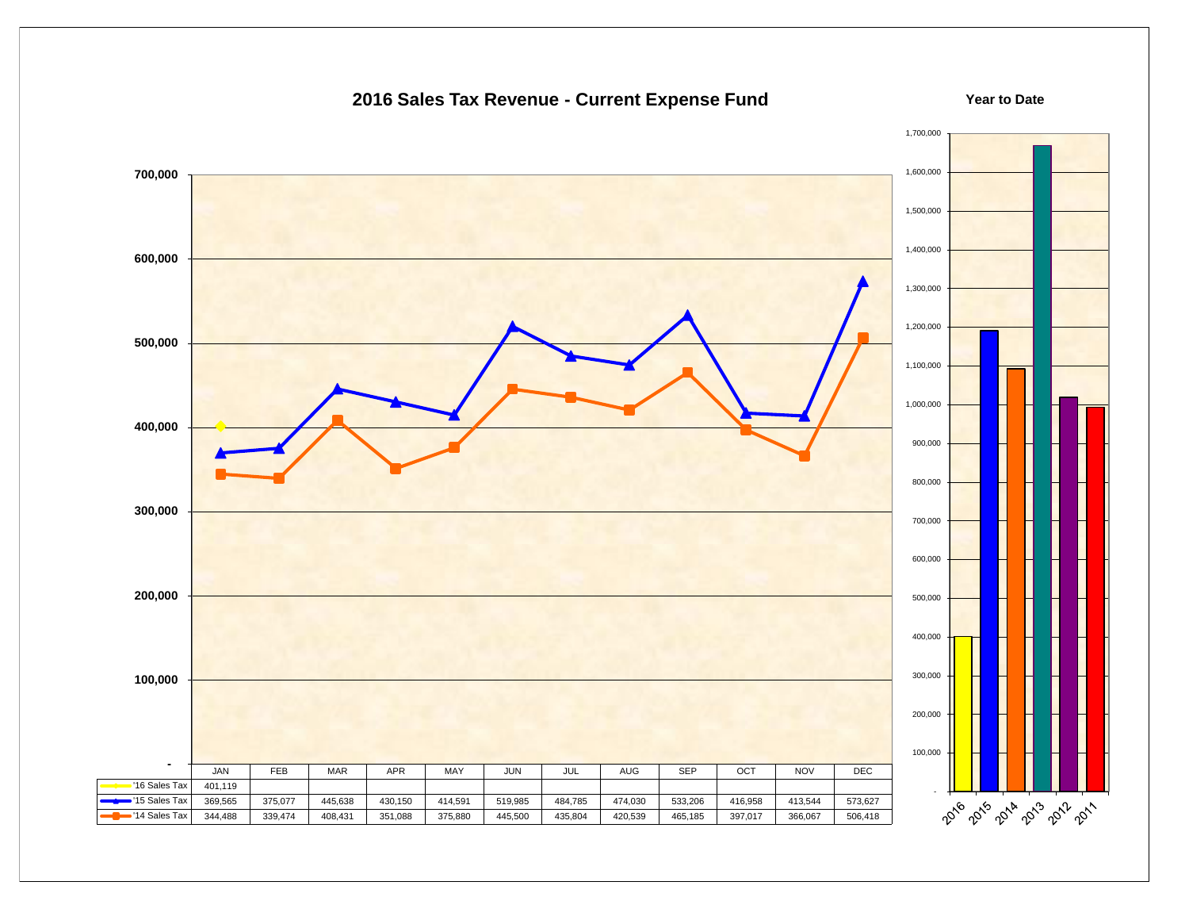## 2016 Sales Tax Revenue - Current Expense Fund

| | JAN | FEB | MAR | APR | MAY | JUN | JUL | AUG | SEP | OCT | NOV | DEC |
|---|---|---|---|---|---|---|---|---|---|---|---|---|
| '16 Sales Tax | 401,119 | | | | | | | | | | | |
| '15 Sales Tax | 369,565 | 375,077 | 445,638 | 430,150 | 414,591 | 519,985 | 484,785 | 474,030 | 533,206 | 416,958 | 413,544 | 573,627 |
| '14 Sales Tax | 344,488 | 339,474 | 408,431 | 351,088 | 375,880 | 445,500 | 435,804 | 420,539 | 465,185 | 397,017 | 366,067 | 506,418 |

**Year to Date**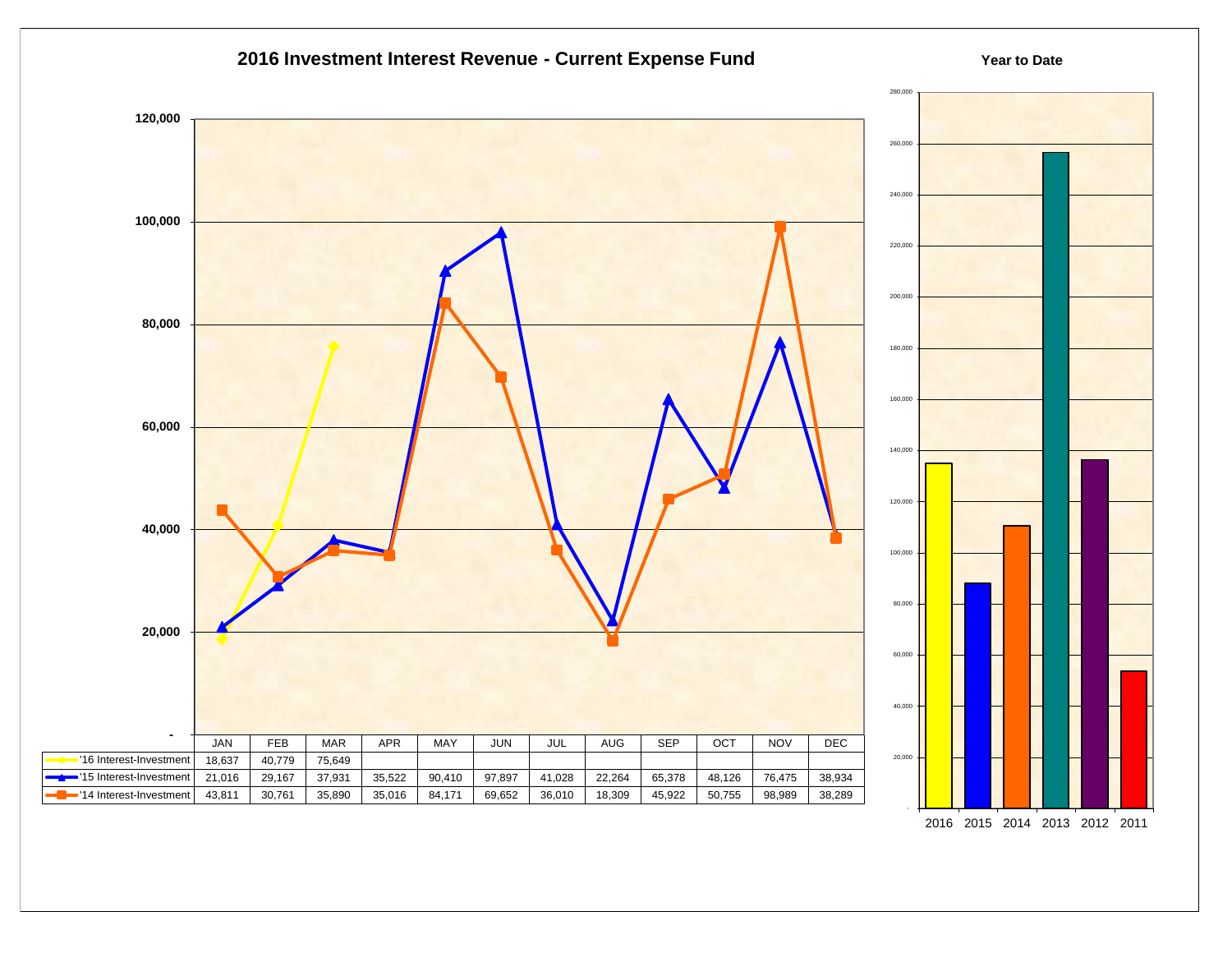# 2016 Investment Interest Revenue - Current Expense Fund

| | JAN | FEB | MAR | APR | MAY | JUN | JUL | AUG | SEP | OCT | NOV | DEC |
|---|---|---|---|---|---|---|---|---|---|---|---|---|
| '16 Interest-Investment | 18,637 | 40,779 | 75,649 | | | | | | | | | |
| '15 Interest-Investment | 21,016 | 29,167 | 37,931 | 35,522 | 90,410 | 97,897 | 41,028 | 22,264 | 65,378 | 48,126 | 76,475 | 38,934 |
| '14 Interest-Investment | 43,811 | 30,761 | 35,890 | 35,016 | 84,171 | 69,652 | 36,010 | 18,309 | 45,922 | 50,755 | 98,989 | 38,289 |

**Year to Date**

2016 2015 2014 2013 2012 2011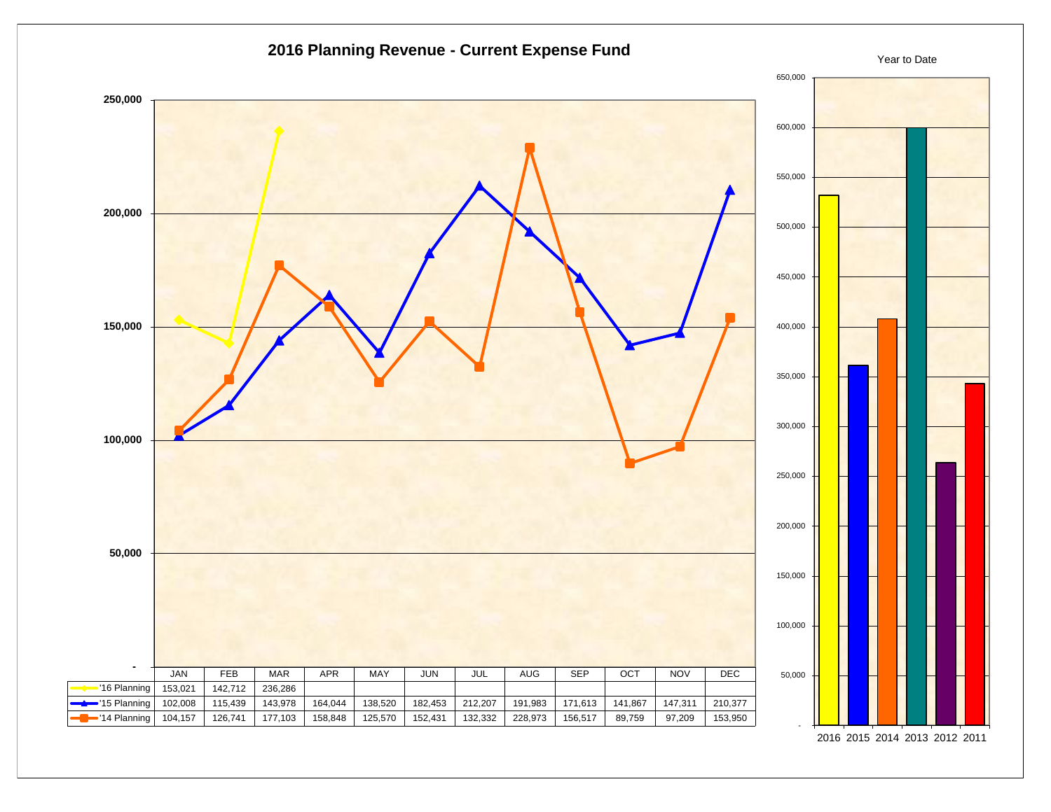# 2016 Planning Revenue - Current Expense Fund

| | JAN | FEB | MAR | APR | MAY | JUN | JUL | AUG | SEP | OCT | NOV | DEC |
|---|---|---|---|---|---|---|---|---|---|---|---|---|
| '16 Planning | 153,021 | 142,712 | 236,286 | | | | | | | | | |
| '15 Planning | 102,008 | 115,439 | 143,978 | 164,044 | 138,520 | 182,453 | 212,207 | 191,983 | 171,613 | 141,867 | 147,311 | 210,377 |
| '14 Planning | 104,157 | 126,741 | 177,103 | 158,848 | 125,570 | 152,431 | 132,332 | 228,973 | 156,517 | 89,759 | 97,209 | 153,950 |

Year to Date

2016 2015 2014 2013 2012 2011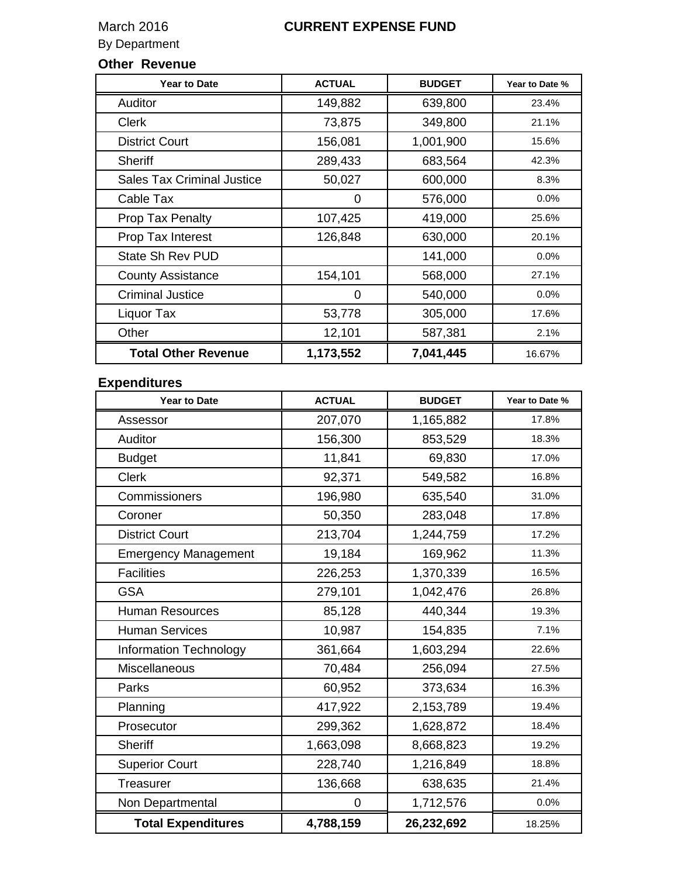March 2016

# CURRENT EXPENSE FUND

By Department

## Other Revenue

| Year to Date | ACTUAL | BUDGET | Year to Date % |
|---|---|---|---|
| Auditor | 149,882 | 639,800 | 23.4% |
| Clerk | 73,875 | 349,800 | 21.1% |
| District Court | 156,081 | 1,001,900 | 15.6% |
| Sheriff | 289,433 | 683,564 | 42.3% |
| Sales Tax Criminal Justice | 50,027 | 600,000 | 8.3% |
| Cable Tax | 0 | 576,000 | 0.0% |
| Prop Tax Penalty | 107,425 | 419,000 | 25.6% |
| Prop Tax Interest | 126,848 | 630,000 | 20.1% |
| State Sh Rev PUD | | 141,000 | 0.0% |
| County Assistance | 154,101 | 568,000 | 27.1% |
| Criminal Justice | 0 | 540,000 | 0.0% |
| Liquor Tax | 53,778 | 305,000 | 17.6% |
| Other | 12,101 | 587,381 | 2.1% |
| **Total Other Revenue** | **1,173,552** | **7,041,445** | 16.67% |

## Expenditures

| Year to Date | ACTUAL | BUDGET | Year to Date % |
|---|---|---|---|
| Assessor | 207,070 | 1,165,882 | 17.8% |
| Auditor | 156,300 | 853,529 | 18.3% |
| Budget | 11,841 | 69,830 | 17.0% |
| Clerk | 92,371 | 549,582 | 16.8% |
| Commissioners | 196,980 | 635,540 | 31.0% |
| Coroner | 50,350 | 283,048 | 17.8% |
| District Court | 213,704 | 1,244,759 | 17.2% |
| Emergency Management | 19,184 | 169,962 | 11.3% |
| Facilities | 226,253 | 1,370,339 | 16.5% |
| GSA | 279,101 | 1,042,476 | 26.8% |
| Human Resources | 85,128 | 440,344 | 19.3% |
| Human Services | 10,987 | 154,835 | 7.1% |
| Information Technology | 361,664 | 1,603,294 | 22.6% |
| Miscellaneous | 70,484 | 256,094 | 27.5% |
| Parks | 60,952 | 373,634 | 16.3% |
| Planning | 417,922 | 2,153,789 | 19.4% |
| Prosecutor | 299,362 | 1,628,872 | 18.4% |
| Sheriff | 1,663,098 | 8,668,823 | 19.2% |
| Superior Court | 228,740 | 1,216,849 | 18.8% |
| Treasurer | 136,668 | 638,635 | 21.4% |
| Non Departmental | 0 | 1,712,576 | 0.0% |
| **Total Expenditures** | **4,788,159** | **26,232,692** | 18.25% |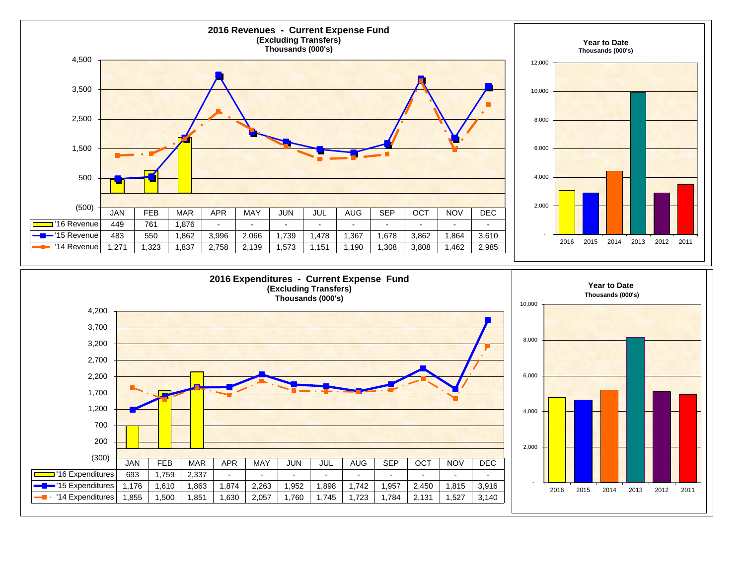## 2016 Revenues - Current Expense Fund
**(Excluding Transfers)**
**Thousands (000's)**

| | JAN | FEB | MAR | APR | MAY | JUN | JUL | AUG | SEP | OCT | NOV | DEC |
|---|---|---|---|---|---|---|---|---|---|---|---|---|
| '16 Revenue | 449 | 761 | 1,876 | - | - | - | - | - | - | - | - | - |
| '15 Revenue | 483 | 550 | 1,862 | 3,996 | 2,066 | 1,739 | 1,478 | 1,367 | 1,678 | 3,862 | 1,864 | 3,610 |
| '14 Revenue | 1,271 | 1,323 | 1,837 | 2,758 | 2,139 | 1,573 | 1,151 | 1,190 | 1,308 | 3,808 | 1,462 | 2,985 |

**Year to Date**
**Thousands (000's)**

## 2016 Expenditures - Current Expense Fund
**(Excluding Transfers)**
**Thousands (000's)**

| | JAN | FEB | MAR | APR | MAY | JUN | JUL | AUG | SEP | OCT | NOV | DEC |
|---|---|---|---|---|---|---|---|---|---|---|---|---|
| '16 Expenditures | 693 | 1,759 | 2,337 | - | - | - | - | - | - | - | - | - |
| '15 Expenditures | 1,176 | 1,610 | 1,863 | 1,874 | 2,263 | 1,952 | 1,898 | 1,742 | 1,957 | 2,450 | 1,815 | 3,916 |
| '14 Expenditures | 1,855 | 1,500 | 1,851 | 1,630 | 2,057 | 1,760 | 1,745 | 1,723 | 1,784 | 2,131 | 1,527 | 3,140 |

**Year to Date**
**Thousands (000's)**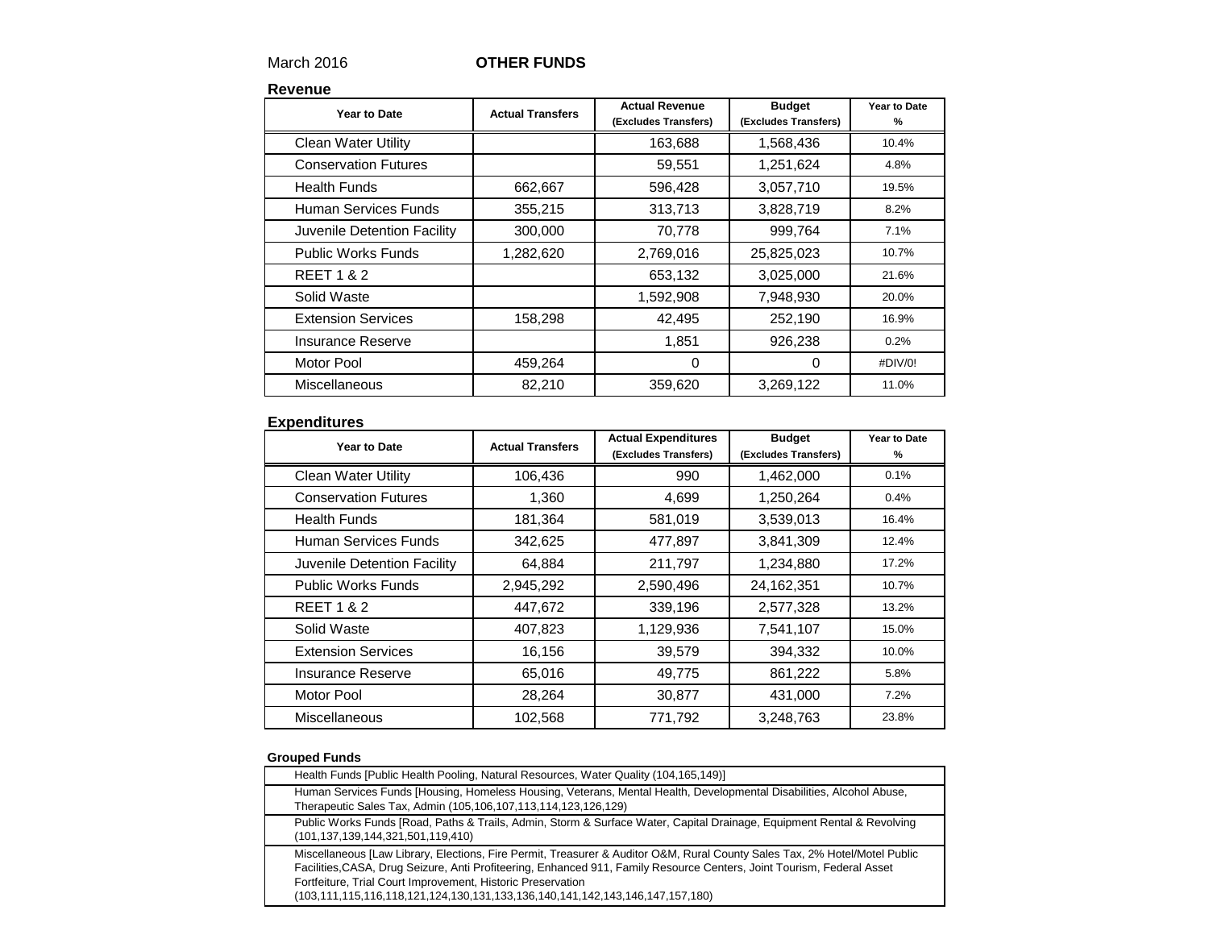March 2016 **OTHER FUNDS**

**Revenue**

| Year to Date | Actual Transfers | Actual Revenue (Excludes Transfers) | Budget (Excludes Transfers) | Year to Date % |
|---|---|---|---|---|
| Clean Water Utility | | 163,688 | 1,568,436 | 10.4% |
| Conservation Futures | | 59,551 | 1,251,624 | 4.8% |
| Health Funds | 662,667 | 596,428 | 3,057,710 | 19.5% |
| Human Services Funds | 355,215 | 313,713 | 3,828,719 | 8.2% |
| Juvenile Detention Facility | 300,000 | 70,778 | 999,764 | 7.1% |
| Public Works Funds | 1,282,620 | 2,769,016 | 25,825,023 | 10.7% |
| REET 1 & 2 | | 653,132 | 3,025,000 | 21.6% |
| Solid Waste | | 1,592,908 | 7,948,930 | 20.0% |
| Extension Services | 158,298 | 42,495 | 252,190 | 16.9% |
| Insurance Reserve | | 1,851 | 926,238 | 0.2% |
| Motor Pool | 459,264 | 0 | 0 | #DIV/0! |
| Miscellaneous | 82,210 | 359,620 | 3,269,122 | 11.0% |

**Expenditures**

| Year to Date | Actual Transfers | Actual Expenditures (Excludes Transfers) | Budget (Excludes Transfers) | Year to Date % |
|---|---|---|---|---|
| Clean Water Utility | 106,436 | 990 | 1,462,000 | 0.1% |
| Conservation Futures | 1,360 | 4,699 | 1,250,264 | 0.4% |
| Health Funds | 181,364 | 581,019 | 3,539,013 | 16.4% |
| Human Services Funds | 342,625 | 477,897 | 3,841,309 | 12.4% |
| Juvenile Detention Facility | 64,884 | 211,797 | 1,234,880 | 17.2% |
| Public Works Funds | 2,945,292 | 2,590,496 | 24,162,351 | 10.7% |
| REET 1 & 2 | 447,672 | 339,196 | 2,577,328 | 13.2% |
| Solid Waste | 407,823 | 1,129,936 | 7,541,107 | 15.0% |
| Extension Services | 16,156 | 39,579 | 394,332 | 10.0% |
| Insurance Reserve | 65,016 | 49,775 | 861,222 | 5.8% |
| Motor Pool | 28,264 | 30,877 | 431,000 | 7.2% |
| Miscellaneous | 102,568 | 771,792 | 3,248,763 | 23.8% |

**Grouped Funds**

| Grouped Funds |
|---|
| Health Funds [Public Health Pooling, Natural Resources, Water Quality (104,165,149)] |
| Human Services Funds [Housing, Homeless Housing, Veterans, Mental Health, Developmental Disabilities, Alcohol Abuse, Therapeutic Sales Tax, Admin (105,106,107,113,114,123,126,129) |
| Public Works Funds [Road, Paths & Trails, Admin, Storm & Surface Water, Capital Drainage, Equipment Rental & Revolving (101,137,139,144,321,501,119,410) |
| Miscellaneous [Law Library, Elections, Fire Permit, Treasurer & Auditor O&M, Rural County Sales Tax, 2% Hotel/Motel Public Facilities,CASA, Drug Seizure, Anti Profiteering, Enhanced 911, Family Resource Centers, Joint Tourism, Federal Asset Fortfeiture, Trial Court Improvement, Historic Preservation (103,111,115,116,118,121,124,130,131,133,136,140,141,142,143,146,147,157,180) |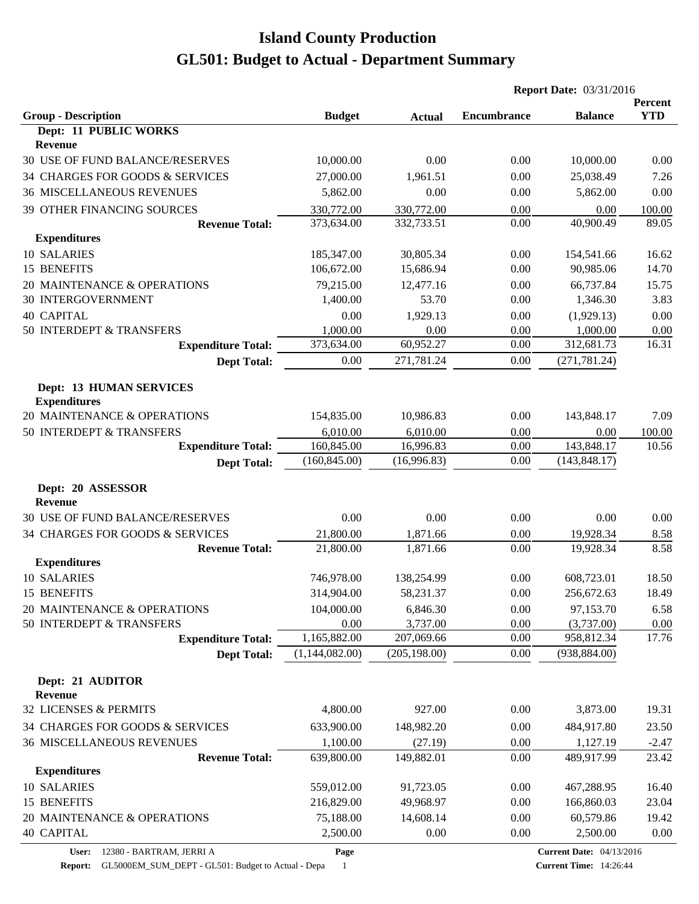# Island County Production

# GL501: Budget to Actual - Department Summary

**Report Date:** 03/31/2016

| Group - Description | Budget | Actual | Encumbrance | Balance | Percent YTD |
|---|---|---|---|---|---|
| **Dept: 11 PUBLIC WORKS** | | | | | |
| **Revenue** | | | | | |
| 30 USE OF FUND BALANCE/RESERVES | 10,000.00 | 0.00 | 0.00 | 10,000.00 | 0.00 |
| 34 CHARGES FOR GOODS & SERVICES | 27,000.00 | 1,961.51 | 0.00 | 25,038.49 | 7.26 |
| 36 MISCELLANEOUS REVENUES | 5,862.00 | 0.00 | 0.00 | 5,862.00 | 0.00 |
| 39 OTHER FINANCING SOURCES | 330,772.00 | 330,772.00 | 0.00 | 0.00 | 100.00 |
| **Revenue Total:** | 373,634.00 | 332,733.51 | 0.00 | 40,900.49 | 89.05 |
| **Expenditures** | | | | | |
| 10 SALARIES | 185,347.00 | 30,805.34 | 0.00 | 154,541.66 | 16.62 |
| 15 BENEFITS | 106,672.00 | 15,686.94 | 0.00 | 90,985.06 | 14.70 |
| 20 MAINTENANCE & OPERATIONS | 79,215.00 | 12,477.16 | 0.00 | 66,737.84 | 15.75 |
| 30 INTERGOVERNMENT | 1,400.00 | 53.70 | 0.00 | 1,346.30 | 3.83 |
| 40 CAPITAL | 0.00 | 1,929.13 | 0.00 | (1,929.13) | 0.00 |
| 50 INTERDEPT & TRANSFERS | 1,000.00 | 0.00 | 0.00 | 1,000.00 | 0.00 |
| **Expenditure Total:** | 373,634.00 | 60,952.27 | 0.00 | 312,681.73 | 16.31 |
| **Dept Total:** | 0.00 | 271,781.24 | 0.00 | (271,781.24) | |
| **Dept: 13 HUMAN SERVICES** | | | | | |
| **Expenditures** | | | | | |
| 20 MAINTENANCE & OPERATIONS | 154,835.00 | 10,986.83 | 0.00 | 143,848.17 | 7.09 |
| 50 INTERDEPT & TRANSFERS | 6,010.00 | 6,010.00 | 0.00 | 0.00 | 100.00 |
| **Expenditure Total:** | 160,845.00 | 16,996.83 | 0.00 | 143,848.17 | 10.56 |
| **Dept Total:** | (160,845.00) | (16,996.83) | 0.00 | (143,848.17) | |
| **Dept: 20 ASSESSOR** | | | | | |
| **Revenue** | | | | | |
| 30 USE OF FUND BALANCE/RESERVES | 0.00 | 0.00 | 0.00 | 0.00 | 0.00 |
| 34 CHARGES FOR GOODS & SERVICES | 21,800.00 | 1,871.66 | 0.00 | 19,928.34 | 8.58 |
| **Revenue Total:** | 21,800.00 | 1,871.66 | 0.00 | 19,928.34 | 8.58 |
| **Expenditures** | | | | | |
| 10 SALARIES | 746,978.00 | 138,254.99 | 0.00 | 608,723.01 | 18.50 |
| 15 BENEFITS | 314,904.00 | 58,231.37 | 0.00 | 256,672.63 | 18.49 |
| 20 MAINTENANCE & OPERATIONS | 104,000.00 | 6,846.30 | 0.00 | 97,153.70 | 6.58 |
| 50 INTERDEPT & TRANSFERS | 0.00 | 3,737.00 | 0.00 | (3,737.00) | 0.00 |
| **Expenditure Total:** | 1,165,882.00 | 207,069.66 | 0.00 | 958,812.34 | 17.76 |
| **Dept Total:** | (1,144,082.00) | (205,198.00) | 0.00 | (938,884.00) | |
| **Dept: 21 AUDITOR** | | | | | |
| **Revenue** | | | | | |
| 32 LICENSES & PERMITS | 4,800.00 | 927.00 | 0.00 | 3,873.00 | 19.31 |
| 34 CHARGES FOR GOODS & SERVICES | 633,900.00 | 148,982.20 | 0.00 | 484,917.80 | 23.50 |
| 36 MISCELLANEOUS REVENUES | 1,100.00 | (27.19) | 0.00 | 1,127.19 | -2.47 |
| **Revenue Total:** | 639,800.00 | 149,882.01 | 0.00 | 489,917.99 | 23.42 |
| **Expenditures** | | | | | |
| 10 SALARIES | 559,012.00 | 91,723.05 | 0.00 | 467,288.95 | 16.40 |
| 15 BENEFITS | 216,829.00 | 49,968.97 | 0.00 | 166,860.03 | 23.04 |
| 20 MAINTENANCE & OPERATIONS | 75,188.00 | 14,608.14 | 0.00 | 60,579.86 | 19.42 |
| 40 CAPITAL | 2,500.00 | 0.00 | 0.00 | 2,500.00 | 0.00 |

**User:** 12380 - BARTRAM, JERRI A
**Report:** GL5000EM_SUM_DEPT - GL501: Budget to Actual - Depa
**Current Date:** 04/13/2016
**Current Time:** 14:26:44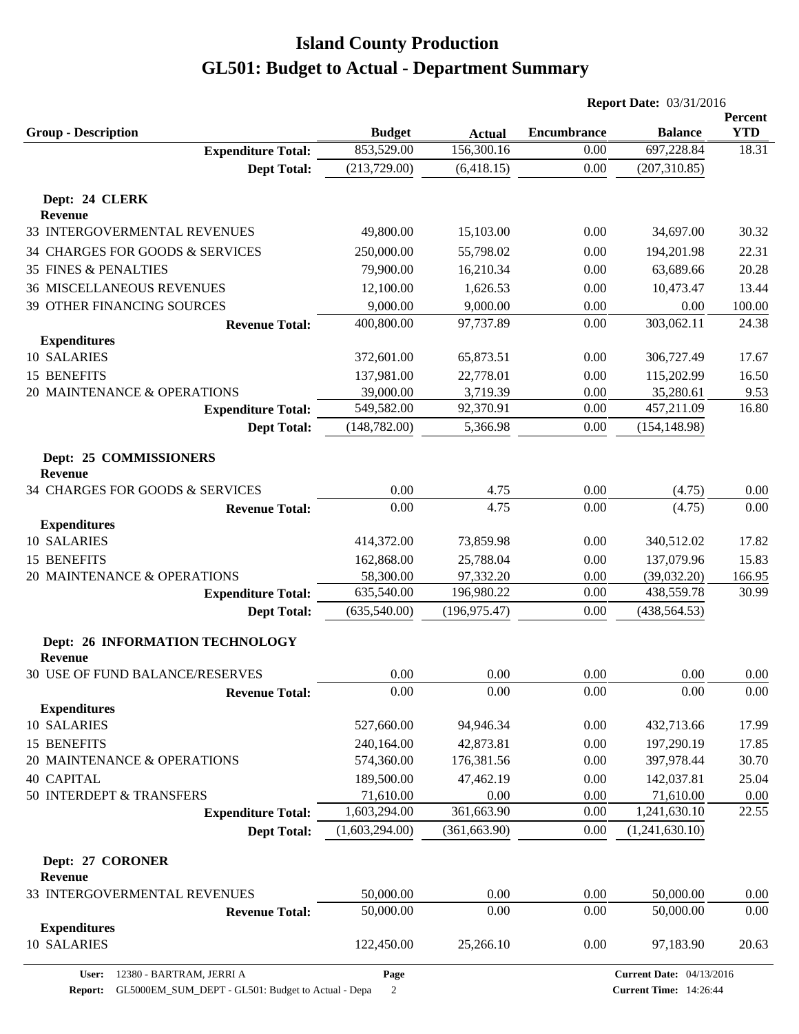# Island County Production
# GL501: Budget to Actual - Department Summary

**Report Date:** 03/31/2016

| Group - Description | Budget | Actual | Encumbrance | Balance | Percent YTD |
|---|---|---|---|---|---|
| **Expenditure Total:** | 853,529.00 | 156,300.16 | 0.00 | 697,228.84 | 18.31 |
| **Dept Total:** | (213,729.00) | (6,418.15) | 0.00 | (207,310.85) | |
| **Dept: 24 CLERK** | | | | | |
| **Revenue** | | | | | |
| 33 INTERGOVERMENTAL REVENUES | 49,800.00 | 15,103.00 | 0.00 | 34,697.00 | 30.32 |
| 34 CHARGES FOR GOODS & SERVICES | 250,000.00 | 55,798.02 | 0.00 | 194,201.98 | 22.31 |
| 35 FINES & PENALTIES | 79,900.00 | 16,210.34 | 0.00 | 63,689.66 | 20.28 |
| 36 MISCELLANEOUS REVENUES | 12,100.00 | 1,626.53 | 0.00 | 10,473.47 | 13.44 |
| 39 OTHER FINANCING SOURCES | 9,000.00 | 9,000.00 | 0.00 | 0.00 | 100.00 |
| **Revenue Total:** | 400,800.00 | 97,737.89 | 0.00 | 303,062.11 | 24.38 |
| **Expenditures** | | | | | |
| 10 SALARIES | 372,601.00 | 65,873.51 | 0.00 | 306,727.49 | 17.67 |
| 15 BENEFITS | 137,981.00 | 22,778.01 | 0.00 | 115,202.99 | 16.50 |
| 20 MAINTENANCE & OPERATIONS | 39,000.00 | 3,719.39 | 0.00 | 35,280.61 | 9.53 |
| **Expenditure Total:** | 549,582.00 | 92,370.91 | 0.00 | 457,211.09 | 16.80 |
| **Dept Total:** | (148,782.00) | 5,366.98 | 0.00 | (154,148.98) | |
| **Dept: 25 COMMISSIONERS** | | | | | |
| **Revenue** | | | | | |
| 34 CHARGES FOR GOODS & SERVICES | 0.00 | 4.75 | 0.00 | (4.75) | 0.00 |
| **Revenue Total:** | 0.00 | 4.75 | 0.00 | (4.75) | 0.00 |
| **Expenditures** | | | | | |
| 10 SALARIES | 414,372.00 | 73,859.98 | 0.00 | 340,512.02 | 17.82 |
| 15 BENEFITS | 162,868.00 | 25,788.04 | 0.00 | 137,079.96 | 15.83 |
| 20 MAINTENANCE & OPERATIONS | 58,300.00 | 97,332.20 | 0.00 | (39,032.20) | 166.95 |
| **Expenditure Total:** | 635,540.00 | 196,980.22 | 0.00 | 438,559.78 | 30.99 |
| **Dept Total:** | (635,540.00) | (196,975.47) | 0.00 | (438,564.53) | |
| **Dept: 26 INFORMATION TECHNOLOGY** | | | | | |
| **Revenue** | | | | | |
| 30 USE OF FUND BALANCE/RESERVES | 0.00 | 0.00 | 0.00 | 0.00 | 0.00 |
| **Revenue Total:** | 0.00 | 0.00 | 0.00 | 0.00 | 0.00 |
| **Expenditures** | | | | | |
| 10 SALARIES | 527,660.00 | 94,946.34 | 0.00 | 432,713.66 | 17.99 |
| 15 BENEFITS | 240,164.00 | 42,873.81 | 0.00 | 197,290.19 | 17.85 |
| 20 MAINTENANCE & OPERATIONS | 574,360.00 | 176,381.56 | 0.00 | 397,978.44 | 30.70 |
| 40 CAPITAL | 189,500.00 | 47,462.19 | 0.00 | 142,037.81 | 25.04 |
| 50 INTERDEPT & TRANSFERS | 71,610.00 | 0.00 | 0.00 | 71,610.00 | 0.00 |
| **Expenditure Total:** | 1,603,294.00 | 361,663.90 | 0.00 | 1,241,630.10 | 22.55 |
| **Dept Total:** | (1,603,294.00) | (361,663.90) | 0.00 | (1,241,630.10) | |
| **Dept: 27 CORONER** | | | | | |
| **Revenue** | | | | | |
| 33 INTERGOVERMENTAL REVENUES | 50,000.00 | 0.00 | 0.00 | 50,000.00 | 0.00 |
| **Revenue Total:** | 50,000.00 | 0.00 | 0.00 | 50,000.00 | 0.00 |
| **Expenditures** | | | | | |
| 10 SALARIES | 122,450.00 | 25,266.10 | 0.00 | 97,183.90 | 20.63 |

**User:** 12380 - BARTRAM, JERRI A
**Report:** GL5000EM_SUM_DEPT - GL501: Budget to Actual - Depa
**Current Date:** 04/13/2016
**Current Time:** 14:26:44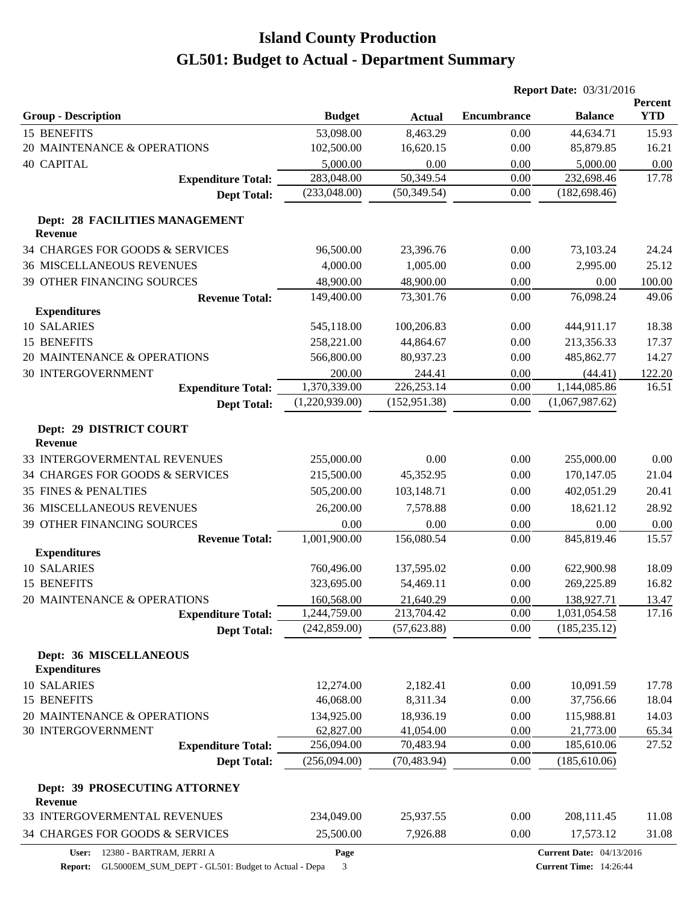# Island County Production
# GL501: Budget to Actual - Department Summary

**Report Date:** 03/31/2016

| Group - Description | Budget | Actual | Encumbrance | Balance | Percent YTD |
|---|---|---|---|---|---|
| 15 BENEFITS | 53,098.00 | 8,463.29 | 0.00 | 44,634.71 | 15.93 |
| 20 MAINTENANCE & OPERATIONS | 102,500.00 | 16,620.15 | 0.00 | 85,879.85 | 16.21 |
| 40 CAPITAL | 5,000.00 | 0.00 | 0.00 | 5,000.00 | 0.00 |
| **Expenditure Total:** | 283,048.00 | 50,349.54 | 0.00 | 232,698.46 | 17.78 |
| **Dept Total:** | (233,048.00) | (50,349.54) | 0.00 | (182,698.46) | |
| **Dept: 28 FACILITIES MANAGEMENT** | | | | | |
| **Revenue** | | | | | |
| 34 CHARGES FOR GOODS & SERVICES | 96,500.00 | 23,396.76 | 0.00 | 73,103.24 | 24.24 |
| 36 MISCELLANEOUS REVENUES | 4,000.00 | 1,005.00 | 0.00 | 2,995.00 | 25.12 |
| 39 OTHER FINANCING SOURCES | 48,900.00 | 48,900.00 | 0.00 | 0.00 | 100.00 |
| **Revenue Total:** | 149,400.00 | 73,301.76 | 0.00 | 76,098.24 | 49.06 |
| **Expenditures** | | | | | |
| 10 SALARIES | 545,118.00 | 100,206.83 | 0.00 | 444,911.17 | 18.38 |
| 15 BENEFITS | 258,221.00 | 44,864.67 | 0.00 | 213,356.33 | 17.37 |
| 20 MAINTENANCE & OPERATIONS | 566,800.00 | 80,937.23 | 0.00 | 485,862.77 | 14.27 |
| 30 INTERGOVERNMENT | 200.00 | 244.41 | 0.00 | (44.41) | 122.20 |
| **Expenditure Total:** | 1,370,339.00 | 226,253.14 | 0.00 | 1,144,085.86 | 16.51 |
| **Dept Total:** | (1,220,939.00) | (152,951.38) | 0.00 | (1,067,987.62) | |
| **Dept: 29 DISTRICT COURT** | | | | | |
| **Revenue** | | | | | |
| 33 INTERGOVERMENTAL REVENUES | 255,000.00 | 0.00 | 0.00 | 255,000.00 | 0.00 |
| 34 CHARGES FOR GOODS & SERVICES | 215,500.00 | 45,352.95 | 0.00 | 170,147.05 | 21.04 |
| 35 FINES & PENALTIES | 505,200.00 | 103,148.71 | 0.00 | 402,051.29 | 20.41 |
| 36 MISCELLANEOUS REVENUES | 26,200.00 | 7,578.88 | 0.00 | 18,621.12 | 28.92 |
| 39 OTHER FINANCING SOURCES | 0.00 | 0.00 | 0.00 | 0.00 | 0.00 |
| **Revenue Total:** | 1,001,900.00 | 156,080.54 | 0.00 | 845,819.46 | 15.57 |
| **Expenditures** | | | | | |
| 10 SALARIES | 760,496.00 | 137,595.02 | 0.00 | 622,900.98 | 18.09 |
| 15 BENEFITS | 323,695.00 | 54,469.11 | 0.00 | 269,225.89 | 16.82 |
| 20 MAINTENANCE & OPERATIONS | 160,568.00 | 21,640.29 | 0.00 | 138,927.71 | 13.47 |
| **Expenditure Total:** | 1,244,759.00 | 213,704.42 | 0.00 | 1,031,054.58 | 17.16 |
| **Dept Total:** | (242,859.00) | (57,623.88) | 0.00 | (185,235.12) | |
| **Dept: 36 MISCELLANEOUS** | | | | | |
| **Expenditures** | | | | | |
| 10 SALARIES | 12,274.00 | 2,182.41 | 0.00 | 10,091.59 | 17.78 |
| 15 BENEFITS | 46,068.00 | 8,311.34 | 0.00 | 37,756.66 | 18.04 |
| 20 MAINTENANCE & OPERATIONS | 134,925.00 | 18,936.19 | 0.00 | 115,988.81 | 14.03 |
| 30 INTERGOVERNMENT | 62,827.00 | 41,054.00 | 0.00 | 21,773.00 | 65.34 |
| **Expenditure Total:** | 256,094.00 | 70,483.94 | 0.00 | 185,610.06 | 27.52 |
| **Dept Total:** | (256,094.00) | (70,483.94) | 0.00 | (185,610.06) | |
| **Dept: 39 PROSECUTING ATTORNEY** | | | | | |
| **Revenue** | | | | | |
| 33 INTERGOVERMENTAL REVENUES | 234,049.00 | 25,937.55 | 0.00 | 208,111.45 | 11.08 |
| 34 CHARGES FOR GOODS & SERVICES | 25,500.00 | 7,926.88 | 0.00 | 17,573.12 | 31.08 |

**User:** 12380 - BARTRAM, JERRI A
**Report:** GL5000EM_SUM_DEPT - GL501: Budget to Actual - Depa
**Current Date:** 04/13/2016
**Current Time:** 14:26:44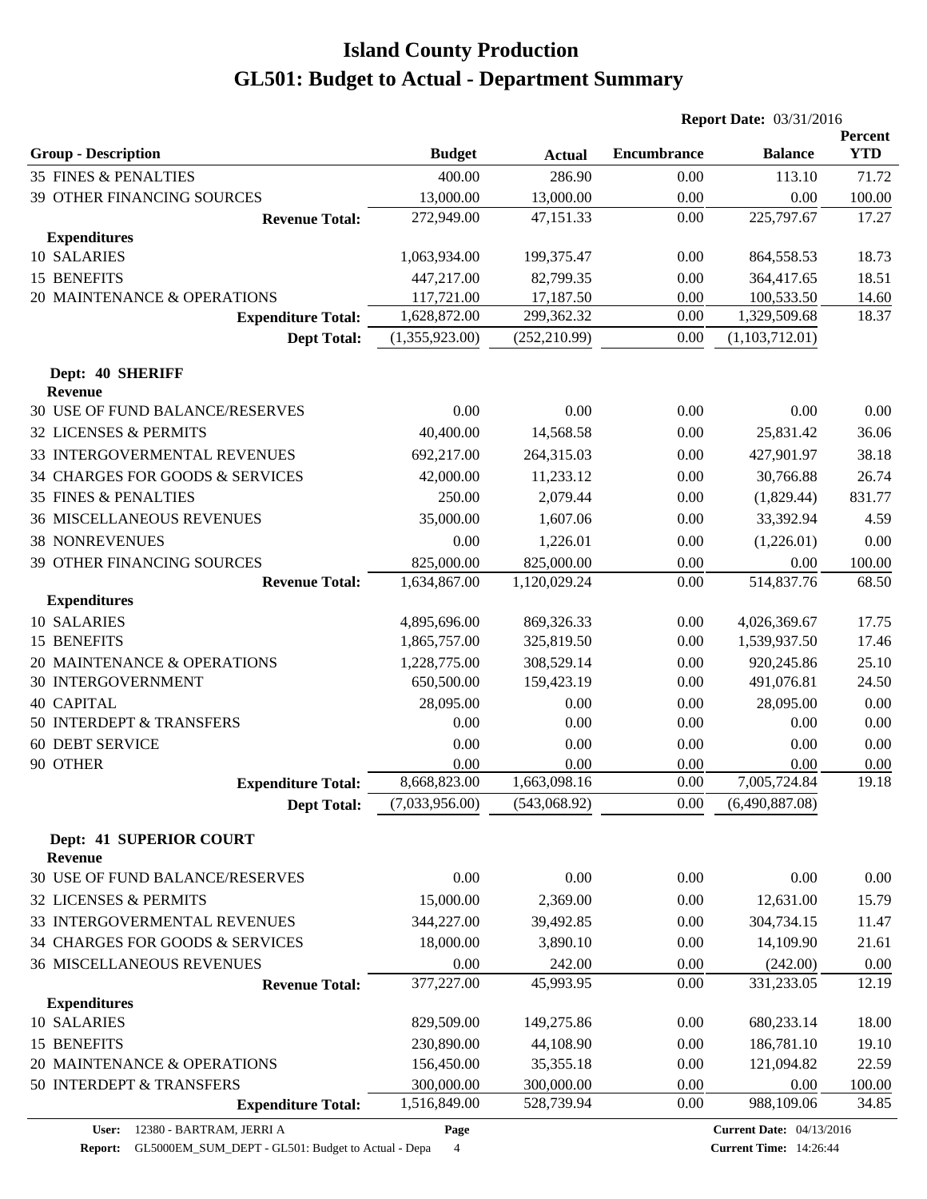# Island County Production

## GL501: Budget to Actual - Department Summary

**Report Date:** 03/31/2016

| Group - Description | Budget | Actual | Encumbrance | Balance | Percent YTD |
|---|---|---|---|---|---|
| 35 FINES & PENALTIES | 400.00 | 286.90 | 0.00 | 113.10 | 71.72 |
| 39 OTHER FINANCING SOURCES | 13,000.00 | 13,000.00 | 0.00 | 0.00 | 100.00 |
| **Revenue Total:** | 272,949.00 | 47,151.33 | 0.00 | 225,797.67 | 17.27 |
| **Expenditures** | | | | | |
| 10 SALARIES | 1,063,934.00 | 199,375.47 | 0.00 | 864,558.53 | 18.73 |
| 15 BENEFITS | 447,217.00 | 82,799.35 | 0.00 | 364,417.65 | 18.51 |
| 20 MAINTENANCE & OPERATIONS | 117,721.00 | 17,187.50 | 0.00 | 100,533.50 | 14.60 |
| **Expenditure Total:** | 1,628,872.00 | 299,362.32 | 0.00 | 1,329,509.68 | 18.37 |
| **Dept Total:** | (1,355,923.00) | (252,210.99) | 0.00 | (1,103,712.01) | |

### Dept: 40 SHERIFF

| Group - Description | Budget | Actual | Encumbrance | Balance | Percent YTD |
|---|---|---|---|---|---|
| **Revenue** | | | | | |
| 30 USE OF FUND BALANCE/RESERVES | 0.00 | 0.00 | 0.00 | 0.00 | 0.00 |
| 32 LICENSES & PERMITS | 40,400.00 | 14,568.58 | 0.00 | 25,831.42 | 36.06 |
| 33 INTERGOVERMENTAL REVENUES | 692,217.00 | 264,315.03 | 0.00 | 427,901.97 | 38.18 |
| 34 CHARGES FOR GOODS & SERVICES | 42,000.00 | 11,233.12 | 0.00 | 30,766.88 | 26.74 |
| 35 FINES & PENALTIES | 250.00 | 2,079.44 | 0.00 | (1,829.44) | 831.77 |
| 36 MISCELLANEOUS REVENUES | 35,000.00 | 1,607.06 | 0.00 | 33,392.94 | 4.59 |
| 38 NONREVENUES | 0.00 | 1,226.01 | 0.00 | (1,226.01) | 0.00 |
| 39 OTHER FINANCING SOURCES | 825,000.00 | 825,000.00 | 0.00 | 0.00 | 100.00 |
| **Revenue Total:** | 1,634,867.00 | 1,120,029.24 | 0.00 | 514,837.76 | 68.50 |
| **Expenditures** | | | | | |
| 10 SALARIES | 4,895,696.00 | 869,326.33 | 0.00 | 4,026,369.67 | 17.75 |
| 15 BENEFITS | 1,865,757.00 | 325,819.50 | 0.00 | 1,539,937.50 | 17.46 |
| 20 MAINTENANCE & OPERATIONS | 1,228,775.00 | 308,529.14 | 0.00 | 920,245.86 | 25.10 |
| 30 INTERGOVERNMENT | 650,500.00 | 159,423.19 | 0.00 | 491,076.81 | 24.50 |
| 40 CAPITAL | 28,095.00 | 0.00 | 0.00 | 28,095.00 | 0.00 |
| 50 INTERDEPT & TRANSFERS | 0.00 | 0.00 | 0.00 | 0.00 | 0.00 |
| 60 DEBT SERVICE | 0.00 | 0.00 | 0.00 | 0.00 | 0.00 |
| 90 OTHER | 0.00 | 0.00 | 0.00 | 0.00 | 0.00 |
| **Expenditure Total:** | 8,668,823.00 | 1,663,098.16 | 0.00 | 7,005,724.84 | 19.18 |
| **Dept Total:** | (7,033,956.00) | (543,068.92) | 0.00 | (6,490,887.08) | |

### Dept: 41 SUPERIOR COURT

| Group - Description | Budget | Actual | Encumbrance | Balance | Percent YTD |
|---|---|---|---|---|---|
| **Revenue** | | | | | |
| 30 USE OF FUND BALANCE/RESERVES | 0.00 | 0.00 | 0.00 | 0.00 | 0.00 |
| 32 LICENSES & PERMITS | 15,000.00 | 2,369.00 | 0.00 | 12,631.00 | 15.79 |
| 33 INTERGOVERMENTAL REVENUES | 344,227.00 | 39,492.85 | 0.00 | 304,734.15 | 11.47 |
| 34 CHARGES FOR GOODS & SERVICES | 18,000.00 | 3,890.10 | 0.00 | 14,109.90 | 21.61 |
| 36 MISCELLANEOUS REVENUES | 0.00 | 242.00 | 0.00 | (242.00) | 0.00 |
| **Revenue Total:** | 377,227.00 | 45,993.95 | 0.00 | 331,233.05 | 12.19 |
| **Expenditures** | | | | | |
| 10 SALARIES | 829,509.00 | 149,275.86 | 0.00 | 680,233.14 | 18.00 |
| 15 BENEFITS | 230,890.00 | 44,108.90 | 0.00 | 186,781.10 | 19.10 |
| 20 MAINTENANCE & OPERATIONS | 156,450.00 | 35,355.18 | 0.00 | 121,094.82 | 22.59 |
| 50 INTERDEPT & TRANSFERS | 300,000.00 | 300,000.00 | 0.00 | 0.00 | 100.00 |
| **Expenditure Total:** | 1,516,849.00 | 528,739.94 | 0.00 | 988,109.06 | 34.85 |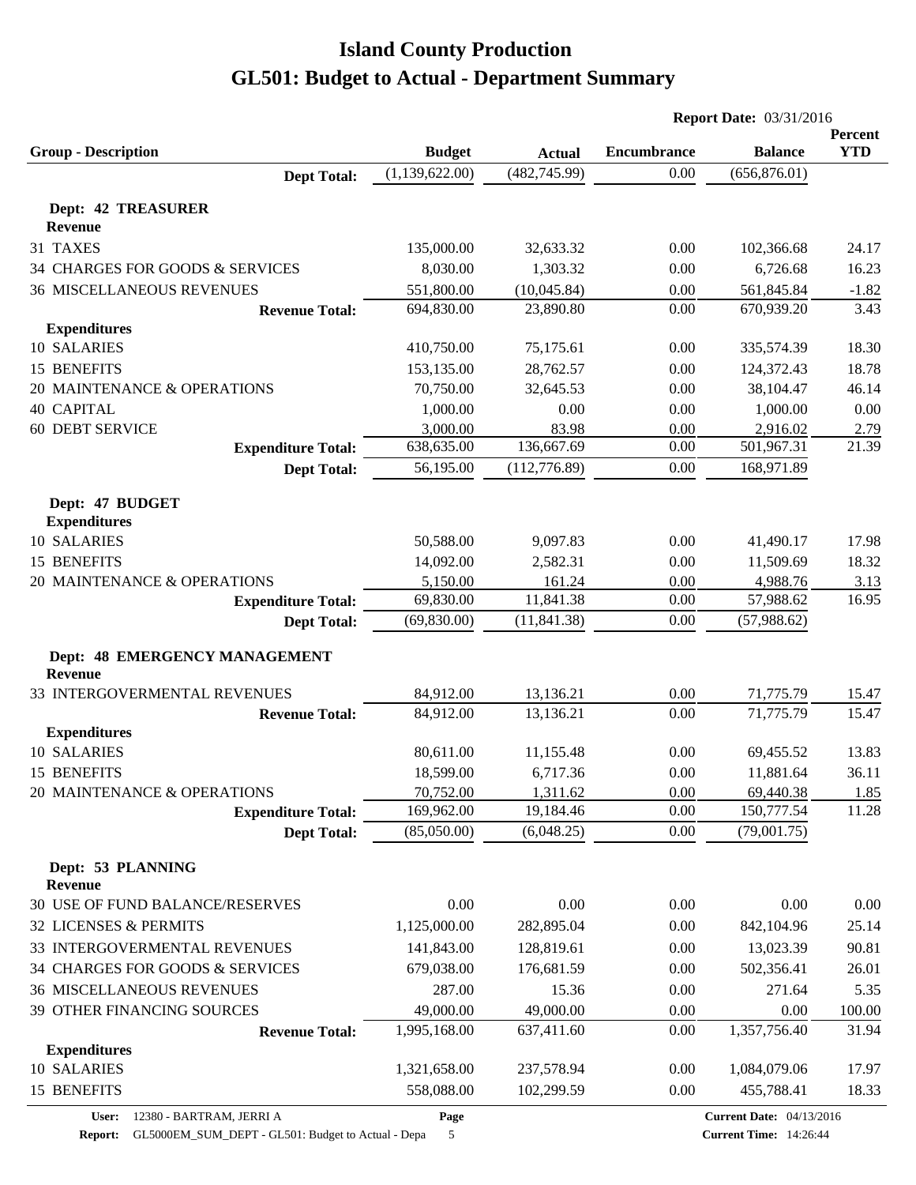# Island County Production

# GL501: Budget to Actual - Department Summary

**Report Date:** 03/31/2016

| Group - Description | Budget | Actual | Encumbrance | Balance | Percent YTD |
|---|---|---|---|---|---|
| **Dept Total:** | (1,139,622.00) | (482,745.99) | 0.00 | (656,876.01) | |
| **Dept: 42 TREASURER** | | | | | |
| **Revenue** | | | | | |
| 31 TAXES | 135,000.00 | 32,633.32 | 0.00 | 102,366.68 | 24.17 |
| 34 CHARGES FOR GOODS & SERVICES | 8,030.00 | 1,303.32 | 0.00 | 6,726.68 | 16.23 |
| 36 MISCELLANEOUS REVENUES | 551,800.00 | (10,045.84) | 0.00 | 561,845.84 | -1.82 |
| **Revenue Total:** | 694,830.00 | 23,890.80 | 0.00 | 670,939.20 | 3.43 |
| **Expenditures** | | | | | |
| 10 SALARIES | 410,750.00 | 75,175.61 | 0.00 | 335,574.39 | 18.30 |
| 15 BENEFITS | 153,135.00 | 28,762.57 | 0.00 | 124,372.43 | 18.78 |
| 20 MAINTENANCE & OPERATIONS | 70,750.00 | 32,645.53 | 0.00 | 38,104.47 | 46.14 |
| 40 CAPITAL | 1,000.00 | 0.00 | 0.00 | 1,000.00 | 0.00 |
| 60 DEBT SERVICE | 3,000.00 | 83.98 | 0.00 | 2,916.02 | 2.79 |
| **Expenditure Total:** | 638,635.00 | 136,667.69 | 0.00 | 501,967.31 | 21.39 |
| **Dept Total:** | 56,195.00 | (112,776.89) | 0.00 | 168,971.89 | |
| **Dept: 47 BUDGET** | | | | | |
| **Expenditures** | | | | | |
| 10 SALARIES | 50,588.00 | 9,097.83 | 0.00 | 41,490.17 | 17.98 |
| 15 BENEFITS | 14,092.00 | 2,582.31 | 0.00 | 11,509.69 | 18.32 |
| 20 MAINTENANCE & OPERATIONS | 5,150.00 | 161.24 | 0.00 | 4,988.76 | 3.13 |
| **Expenditure Total:** | 69,830.00 | 11,841.38 | 0.00 | 57,988.62 | 16.95 |
| **Dept Total:** | (69,830.00) | (11,841.38) | 0.00 | (57,988.62) | |
| **Dept: 48 EMERGENCY MANAGEMENT** | | | | | |
| **Revenue** | | | | | |
| 33 INTERGOVERMENTAL REVENUES | 84,912.00 | 13,136.21 | 0.00 | 71,775.79 | 15.47 |
| **Revenue Total:** | 84,912.00 | 13,136.21 | 0.00 | 71,775.79 | 15.47 |
| **Expenditures** | | | | | |
| 10 SALARIES | 80,611.00 | 11,155.48 | 0.00 | 69,455.52 | 13.83 |
| 15 BENEFITS | 18,599.00 | 6,717.36 | 0.00 | 11,881.64 | 36.11 |
| 20 MAINTENANCE & OPERATIONS | 70,752.00 | 1,311.62 | 0.00 | 69,440.38 | 1.85 |
| **Expenditure Total:** | 169,962.00 | 19,184.46 | 0.00 | 150,777.54 | 11.28 |
| **Dept Total:** | (85,050.00) | (6,048.25) | 0.00 | (79,001.75) | |
| **Dept: 53 PLANNING** | | | | | |
| **Revenue** | | | | | |
| 30 USE OF FUND BALANCE/RESERVES | 0.00 | 0.00 | 0.00 | 0.00 | 0.00 |
| 32 LICENSES & PERMITS | 1,125,000.00 | 282,895.04 | 0.00 | 842,104.96 | 25.14 |
| 33 INTERGOVERMENTAL REVENUES | 141,843.00 | 128,819.61 | 0.00 | 13,023.39 | 90.81 |
| 34 CHARGES FOR GOODS & SERVICES | 679,038.00 | 176,681.59 | 0.00 | 502,356.41 | 26.01 |
| 36 MISCELLANEOUS REVENUES | 287.00 | 15.36 | 0.00 | 271.64 | 5.35 |
| 39 OTHER FINANCING SOURCES | 49,000.00 | 49,000.00 | 0.00 | 0.00 | 100.00 |
| **Revenue Total:** | 1,995,168.00 | 637,411.60 | 0.00 | 1,357,756.40 | 31.94 |
| **Expenditures** | | | | | |
| 10 SALARIES | 1,321,658.00 | 237,578.94 | 0.00 | 1,084,079.06 | 17.97 |
| 15 BENEFITS | 558,088.00 | 102,299.59 | 0.00 | 455,788.41 | 18.33 |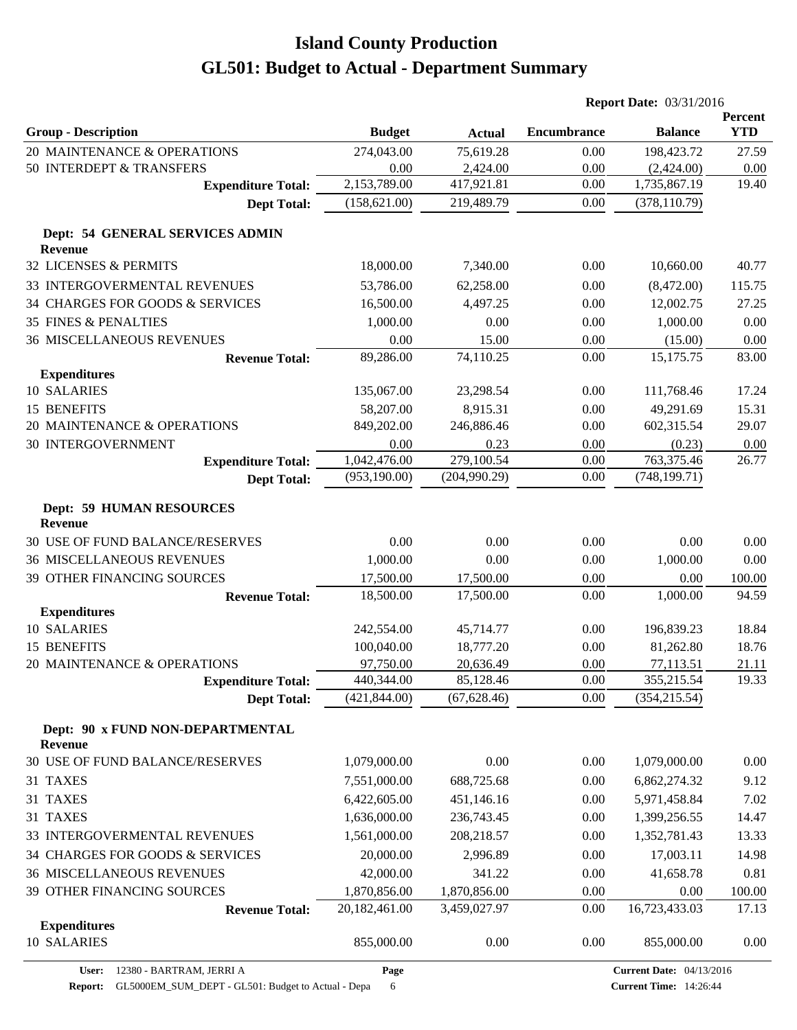# Island County Production
# GL501: Budget to Actual - Department Summary

**Report Date:** 03/31/2016

| Group - Description | Budget | Actual | Encumbrance | Balance | Percent YTD |
|---|---|---|---|---|---|
| 20 MAINTENANCE & OPERATIONS | 274,043.00 | 75,619.28 | 0.00 | 198,423.72 | 27.59 |
| 50 INTERDEPT & TRANSFERS | 0.00 | 2,424.00 | 0.00 | (2,424.00) | 0.00 |
| **Expenditure Total:** | 2,153,789.00 | 417,921.81 | 0.00 | 1,735,867.19 | 19.40 |
| **Dept Total:** | (158,621.00) | 219,489.79 | 0.00 | (378,110.79) | |
| **Dept: 54 GENERAL SERVICES ADMIN** | | | | | |
| **Revenue** | | | | | |
| 32 LICENSES & PERMITS | 18,000.00 | 7,340.00 | 0.00 | 10,660.00 | 40.77 |
| 33 INTERGOVERMENTAL REVENUES | 53,786.00 | 62,258.00 | 0.00 | (8,472.00) | 115.75 |
| 34 CHARGES FOR GOODS & SERVICES | 16,500.00 | 4,497.25 | 0.00 | 12,002.75 | 27.25 |
| 35 FINES & PENALTIES | 1,000.00 | 0.00 | 0.00 | 1,000.00 | 0.00 |
| 36 MISCELLANEOUS REVENUES | 0.00 | 15.00 | 0.00 | (15.00) | 0.00 |
| **Revenue Total:** | 89,286.00 | 74,110.25 | 0.00 | 15,175.75 | 83.00 |
| **Expenditures** | | | | | |
| 10 SALARIES | 135,067.00 | 23,298.54 | 0.00 | 111,768.46 | 17.24 |
| 15 BENEFITS | 58,207.00 | 8,915.31 | 0.00 | 49,291.69 | 15.31 |
| 20 MAINTENANCE & OPERATIONS | 849,202.00 | 246,886.46 | 0.00 | 602,315.54 | 29.07 |
| 30 INTERGOVERNMENT | 0.00 | 0.23 | 0.00 | (0.23) | 0.00 |
| **Expenditure Total:** | 1,042,476.00 | 279,100.54 | 0.00 | 763,375.46 | 26.77 |
| **Dept Total:** | (953,190.00) | (204,990.29) | 0.00 | (748,199.71) | |
| **Dept: 59 HUMAN RESOURCES** | | | | | |
| **Revenue** | | | | | |
| 30 USE OF FUND BALANCE/RESERVES | 0.00 | 0.00 | 0.00 | 0.00 | 0.00 |
| 36 MISCELLANEOUS REVENUES | 1,000.00 | 0.00 | 0.00 | 1,000.00 | 0.00 |
| 39 OTHER FINANCING SOURCES | 17,500.00 | 17,500.00 | 0.00 | 0.00 | 100.00 |
| **Revenue Total:** | 18,500.00 | 17,500.00 | 0.00 | 1,000.00 | 94.59 |
| **Expenditures** | | | | | |
| 10 SALARIES | 242,554.00 | 45,714.77 | 0.00 | 196,839.23 | 18.84 |
| 15 BENEFITS | 100,040.00 | 18,777.20 | 0.00 | 81,262.80 | 18.76 |
| 20 MAINTENANCE & OPERATIONS | 97,750.00 | 20,636.49 | 0.00 | 77,113.51 | 21.11 |
| **Expenditure Total:** | 440,344.00 | 85,128.46 | 0.00 | 355,215.54 | 19.33 |
| **Dept Total:** | (421,844.00) | (67,628.46) | 0.00 | (354,215.54) | |
| **Dept: 90 x FUND NON-DEPARTMENTAL** | | | | | |
| **Revenue** | | | | | |
| 30 USE OF FUND BALANCE/RESERVES | 1,079,000.00 | 0.00 | 0.00 | 1,079,000.00 | 0.00 |
| 31 TAXES | 7,551,000.00 | 688,725.68 | 0.00 | 6,862,274.32 | 9.12 |
| 31 TAXES | 6,422,605.00 | 451,146.16 | 0.00 | 5,971,458.84 | 7.02 |
| 31 TAXES | 1,636,000.00 | 236,743.45 | 0.00 | 1,399,256.55 | 14.47 |
| 33 INTERGOVERMENTAL REVENUES | 1,561,000.00 | 208,218.57 | 0.00 | 1,352,781.43 | 13.33 |
| 34 CHARGES FOR GOODS & SERVICES | 20,000.00 | 2,996.89 | 0.00 | 17,003.11 | 14.98 |
| 36 MISCELLANEOUS REVENUES | 42,000.00 | 341.22 | 0.00 | 41,658.78 | 0.81 |
| 39 OTHER FINANCING SOURCES | 1,870,856.00 | 1,870,856.00 | 0.00 | 0.00 | 100.00 |
| **Revenue Total:** | 20,182,461.00 | 3,459,027.97 | 0.00 | 16,723,433.03 | 17.13 |
| **Expenditures** | | | | | |
| 10 SALARIES | 855,000.00 | 0.00 | 0.00 | 855,000.00 | 0.00 |

**User:** 12380 - BARTRAM, JERRI A
**Report:** GL5000EM_SUM_DEPT - GL501: Budget to Actual - Depa
**Current Date:** 04/13/2016
**Current Time:** 14:26:44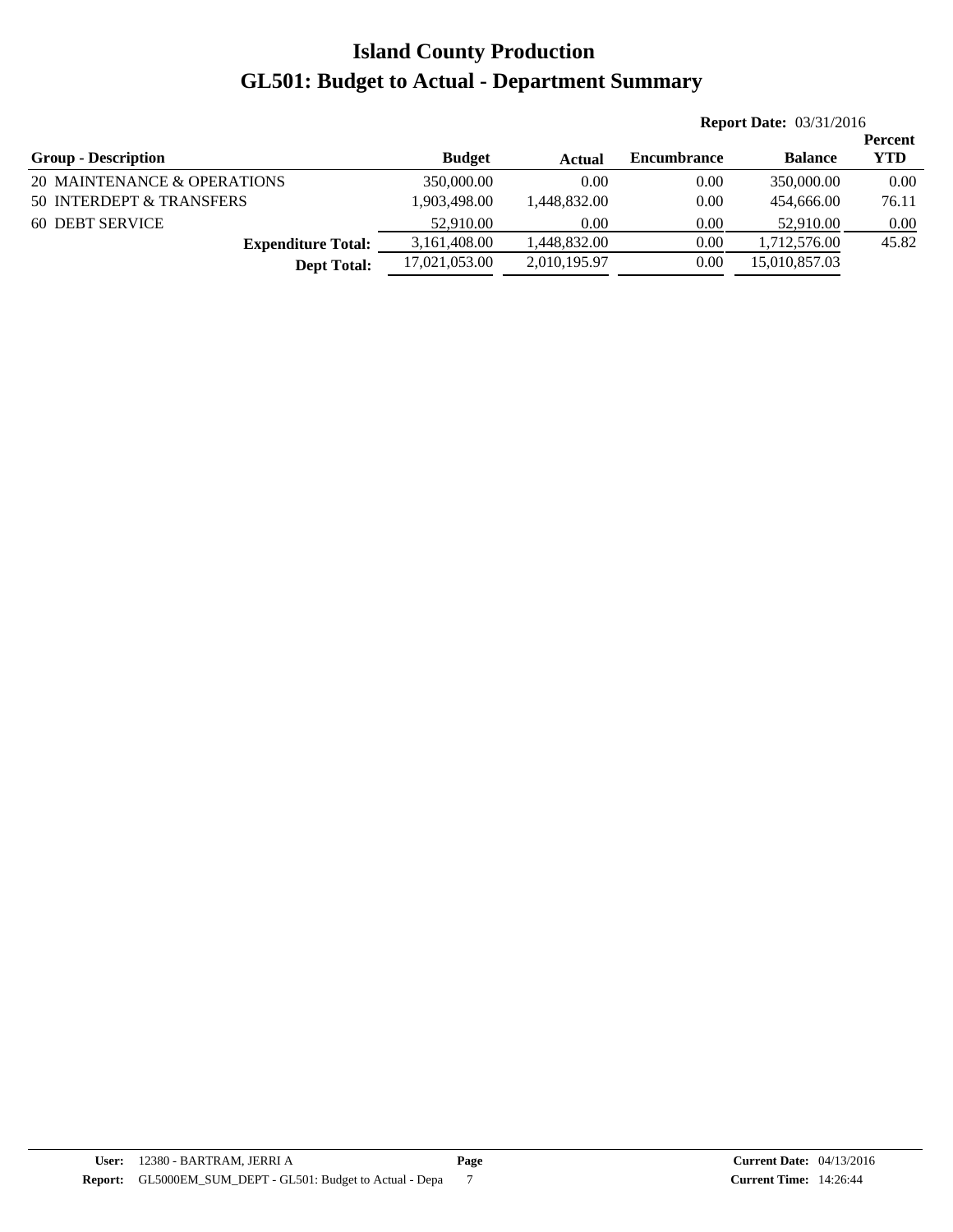# Island County Production
# GL501: Budget to Actual - Department Summary

**Report Date:** 03/31/2016

| Group - Description | Budget | Actual | Encumbrance | Balance | Percent YTD |
|---|---|---|---|---|---|
| 20 MAINTENANCE & OPERATIONS | 350,000.00 | 0.00 | 0.00 | 350,000.00 | 0.00 |
| 50 INTERDEPT & TRANSFERS | 1,903,498.00 | 1,448,832.00 | 0.00 | 454,666.00 | 76.11 |
| 60 DEBT SERVICE | 52,910.00 | 0.00 | 0.00 | 52,910.00 | 0.00 |
| **Expenditure Total:** | 3,161,408.00 | 1,448,832.00 | 0.00 | 1,712,576.00 | 45.82 |
| **Dept Total:** | 17,021,053.00 | 2,010,195.97 | 0.00 | 15,010,857.03 | |